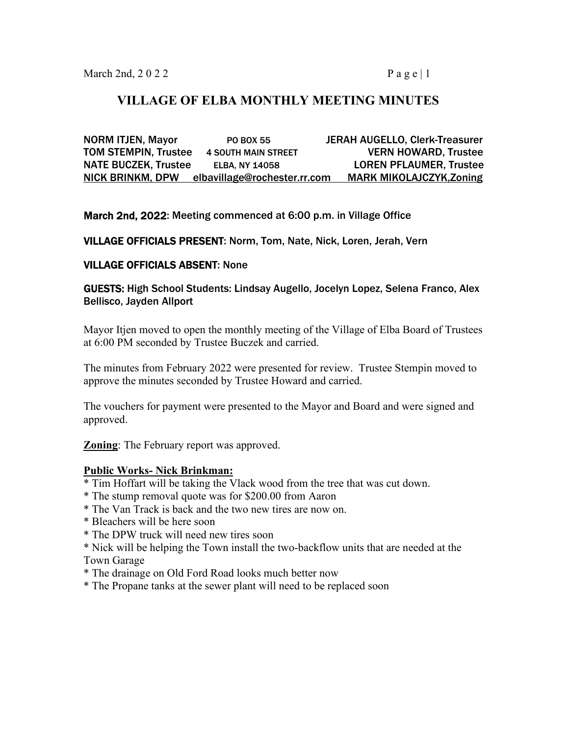# VILLAGE OF ELBA MONTHLY MEETING MINUTES

| | | |
|---|---|---|
| NORM ITJEN, Mayor | PO BOX 55 | JERAH AUGELLO, Clerk-Treasurer |
| TOM STEMPIN, Trustee | 4 SOUTH MAIN STREET | VERN HOWARD, Trustee |
| NATE BUCZEK, Trustee | ELBA, NY 14058 | LOREN PFLAUMER, Trustee |
| NICK BRINKM, DPW | elbavillage@rochester.rr.com | MARK MIKOLAJCZYK,Zoning |

**March 2nd, 2022**: Meeting commenced at 6:00 p.m. in Village Office

**VILLAGE OFFICIALS PRESENT**: Norm, Tom, Nate, Nick, Loren, Jerah, Vern

**VILLAGE OFFICIALS ABSENT**: None

**GUESTS:** High School Students: Lindsay Augello, Jocelyn Lopez, Selena Franco, Alex Bellisco, Jayden Allport

Mayor Itjen moved to open the monthly meeting of the Village of Elba Board of Trustees at 6:00 PM seconded by Trustee Buczek and carried.

The minutes from February 2022 were presented for review. Trustee Stempin moved to approve the minutes seconded by Trustee Howard and carried.

The vouchers for payment were presented to the Mayor and Board and were signed and approved.

**Zoning**: The February report was approved.

**Public Works- Nick Brinkman:**

* Tim Hoffart will be taking the Vlack wood from the tree that was cut down.
* The stump removal quote was for $200.00 from Aaron
* The Van Track is back and the two new tires are now on.
* Bleachers will be here soon
* The DPW truck will need new tires soon
* Nick will be helping the Town install the two-backflow units that are needed at the Town Garage
* The drainage on Old Ford Road looks much better now
* The Propane tanks at the sewer plant will need to be replaced soon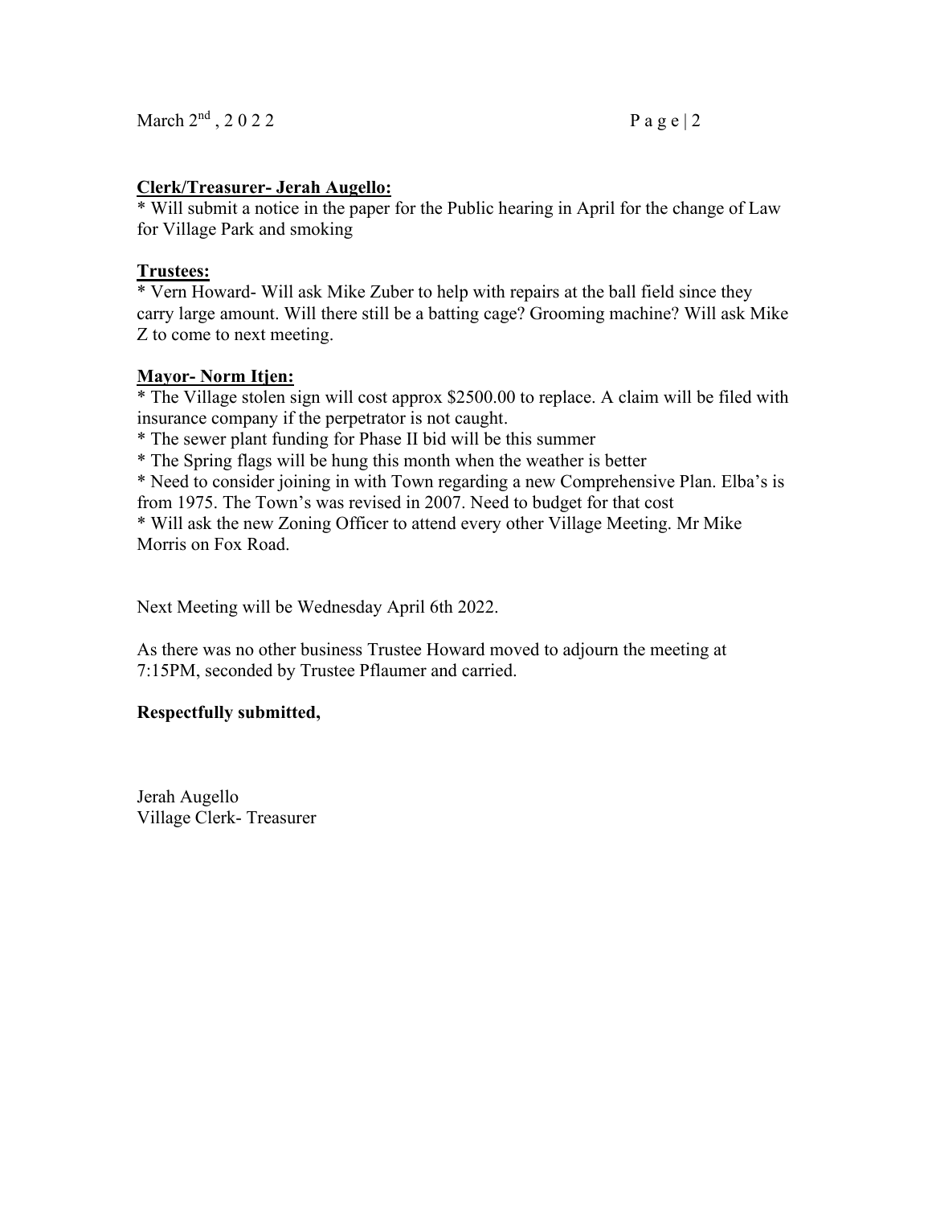**Clerk/Treasurer- Jerah Augello:**

* Will submit a notice in the paper for the Public hearing in April for the change of Law for Village Park and smoking

**Trustees:**

* Vern Howard- Will ask Mike Zuber to help with repairs at the ball field since they carry large amount. Will there still be a batting cage? Grooming machine? Will ask Mike Z to come to next meeting.

**Mayor- Norm Itjen:**

* The Village stolen sign will cost approx $2500.00 to replace. A claim will be filed with insurance company if the perpetrator is not caught.
* The sewer plant funding for Phase II bid will be this summer
* The Spring flags will be hung this month when the weather is better
* Need to consider joining in with Town regarding a new Comprehensive Plan. Elba's is from 1975. The Town's was revised in 2007. Need to budget for that cost
* Will ask the new Zoning Officer to attend every other Village Meeting. Mr Mike Morris on Fox Road.

Next Meeting will be Wednesday April 6th 2022.

As there was no other business Trustee Howard moved to adjourn the meeting at 7:15PM, seconded by Trustee Pflaumer and carried.

**Respectfully submitted,**

Jerah Augello
Village Clerk- Treasurer